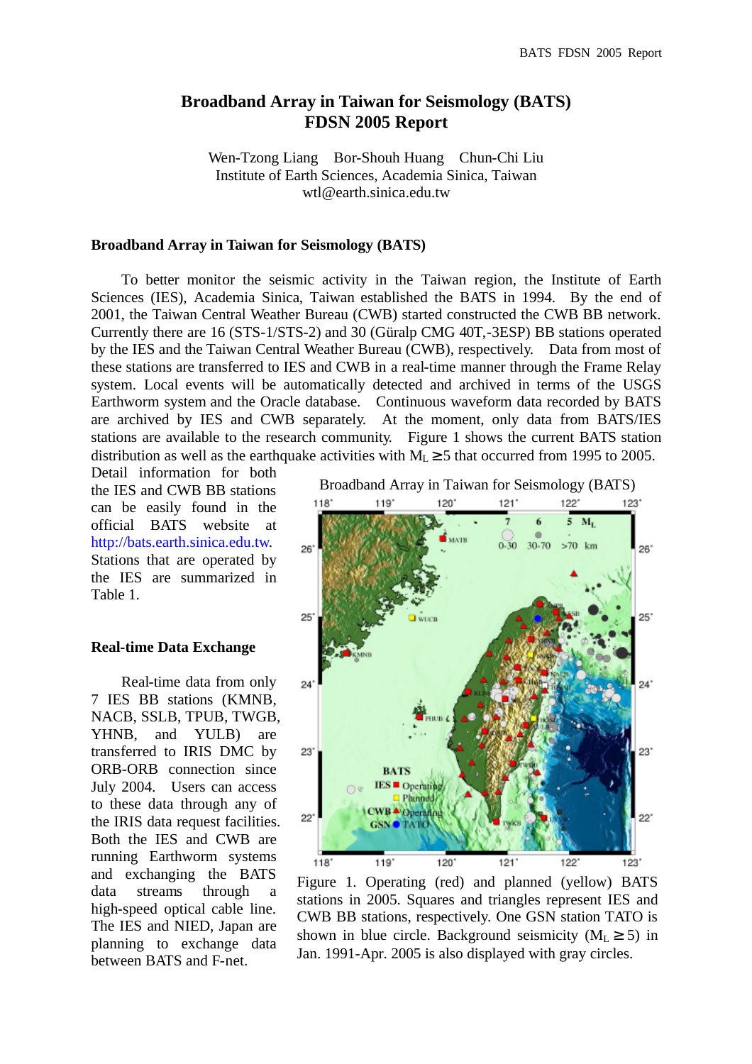# Broadband Array in Taiwan for Seismology (BATS) FDSN 2005 Report

Wen-Tzong Liang Bor-Shouh Huang Chun-Chi Liu
Institute of Earth Sciences, Academia Sinica, Taiwan
wtl@earth.sinica.edu.tw

## Broadband Array in Taiwan for Seismology (BATS)

To better monitor the seismic activity in the Taiwan region, the Institute of Earth Sciences (IES), Academia Sinica, Taiwan established the BATS in 1994. By the end of 2001, the Taiwan Central Weather Bureau (CWB) started constructed the CWB BB network. Currently there are 16 (STS-1/STS-2) and 30 (Güralp CMG 40T,-3ESP) BB stations operated by the IES and the Taiwan Central Weather Bureau (CWB), respectively. Data from most of these stations are transferred to IES and CWB in a real-time manner through the Frame Relay system. Local events will be automatically detected and archived in terms of the USGS Earthworm system and the Oracle database. Continuous waveform data recorded by BATS are archived by IES and CWB separately. At the moment, only data from BATS/IES stations are available to the research community. Figure 1 shows the current BATS station distribution as well as the earthquake activities with $M_L \geq 5$ that occurred from 1995 to 2005. Detail information for both the IES and CWB BB stations can be easily found in the official BATS website at http://bats.earth.sinica.edu.tw. Stations that are operated by the IES are summarized in Table 1.

Figure 1. Operating (red) and planned (yellow) BATS stations in 2005. Squares and triangles represent IES and CWB BB stations, respectively. One GSN station TATO is shown in blue circle. Background seismicity ($M_L \geq 5$) in Jan. 1991-Apr. 2005 is also displayed with gray circles.

## Real-time Data Exchange

Real-time data from only 7 IES BB stations (KMNB, NACB, SSLB, TPUB, TWGB, YHNB, and YULB) are transferred to IRIS DMC by ORB-ORB connection since July 2004. Users can access to these data through any of the IRIS data request facilities. Both the IES and CWB are running Earthworm systems and exchanging the BATS data streams through a high-speed optical cable line. The IES and NIED, Japan are planning to exchange data between BATS and F-net.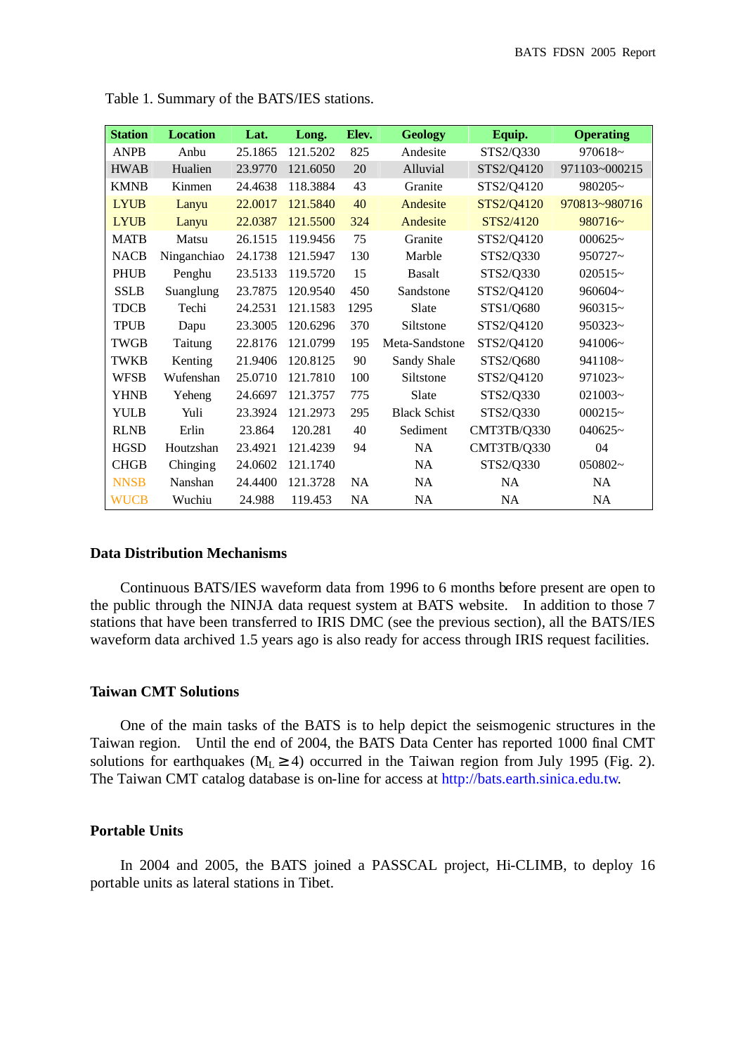Table 1. Summary of the BATS/IES stations.

| Station | Location | Lat. | Long. | Elev. | Geology | Equip. | Operating |
|---|---|---|---|---|---|---|---|
| ANPB | Anbu | 25.1865 | 121.5202 | 825 | Andesite | STS2/Q330 | 970618~ |
| HWAB | Hualien | 23.9770 | 121.6050 | 20 | Alluvial | STS2/Q4120 | 971103~000215 |
| KMNB | Kinmen | 24.4638 | 118.3884 | 43 | Granite | STS2/Q4120 | 980205~ |
| LYUB | Lanyu | 22.0017 | 121.5840 | 40 | Andesite | STS2/Q4120 | 970813~980716 |
| LYUB | Lanyu | 22.0387 | 121.5500 | 324 | Andesite | STS2/4120 | 980716~ |
| MATB | Matsu | 26.1515 | 119.9456 | 75 | Granite | STS2/Q4120 | 000625~ |
| NACB | Ninganchiao | 24.1738 | 121.5947 | 130 | Marble | STS2/Q330 | 950727~ |
| PHUB | Penghu | 23.5133 | 119.5720 | 15 | Basalt | STS2/Q330 | 020515~ |
| SSLB | Suanglung | 23.7875 | 120.9540 | 450 | Sandstone | STS2/Q4120 | 960604~ |
| TDCB | Techi | 24.2531 | 121.1583 | 1295 | Slate | STS1/Q680 | 960315~ |
| TPUB | Dapu | 23.3005 | 120.6296 | 370 | Siltstone | STS2/Q4120 | 950323~ |
| TWGB | Taitung | 22.8176 | 121.0799 | 195 | Meta-Sandstone | STS2/Q4120 | 941006~ |
| TWKB | Kenting | 21.9406 | 120.8125 | 90 | Sandy Shale | STS2/Q680 | 941108~ |
| WFSB | Wufenshan | 25.0710 | 121.7810 | 100 | Siltstone | STS2/Q4120 | 971023~ |
| YHNB | Yeheng | 24.6697 | 121.3757 | 775 | Slate | STS2/Q330 | 021003~ |
| YULB | Yuli | 23.3924 | 121.2973 | 295 | Black Schist | STS2/Q330 | 000215~ |
| RLNB | Erlin | 23.864 | 120.281 | 40 | Sediment | CMT3TB/Q330 | 040625~ |
| HGSD | Houtzshan | 23.4921 | 121.4239 | 94 | NA | CMT3TB/Q330 | 04 |
| CHGB | Chinging | 24.0602 | 121.1740 | | NA | STS2/Q330 | 050802~ |
| NNSB | Nanshan | 24.4400 | 121.3728 | NA | NA | NA | NA |
| WUCB | Wuchiu | 24.988 | 119.453 | NA | NA | NA | NA |

### Data Distribution Mechanisms

Continuous BATS/IES waveform data from 1996 to 6 months before present are open to the public through the NINJA data request system at BATS website. In addition to those 7 stations that have been transferred to IRIS DMC (see the previous section), all the BATS/IES waveform data archived 1.5 years ago is also ready for access through IRIS request facilities.

### Taiwan CMT Solutions

One of the main tasks of the BATS is to help depict the seismogenic structures in the Taiwan region. Until the end of 2004, the BATS Data Center has reported 1000 final CMT solutions for earthquakes ($M_L \geq 4$) occurred in the Taiwan region from July 1995 (Fig. 2). The Taiwan CMT catalog database is on-line for access at http://bats.earth.sinica.edu.tw.

### Portable Units

In 2004 and 2005, the BATS joined a PASSCAL project, Hi-CLIMB, to deploy 16 portable units as lateral stations in Tibet.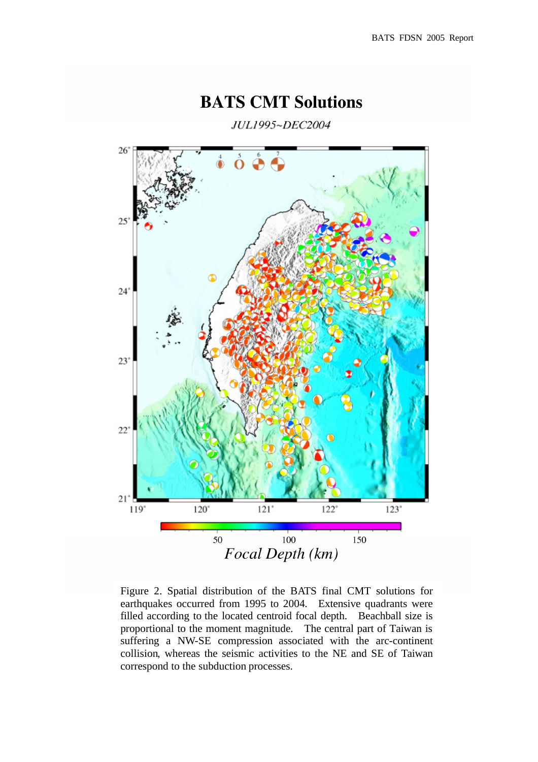# BATS CMT Solutions

*JUL1995~DEC2004*

26°

25°

24°

23°

22°

21°

119°

120°

121°

122°

123°

4 5 6 7

50

100

150

*Focal Depth (km)*

Figure 2. Spatial distribution of the BATS final CMT solutions for earthquakes occurred from 1995 to 2004. Extensive quadrants were filled according to the located centroid focal depth. Beachball size is proportional to the moment magnitude. The central part of Taiwan is suffering a NW-SE compression associated with the arc-continent collision, whereas the seismic activities to the NE and SE of Taiwan correspond to the subduction processes.